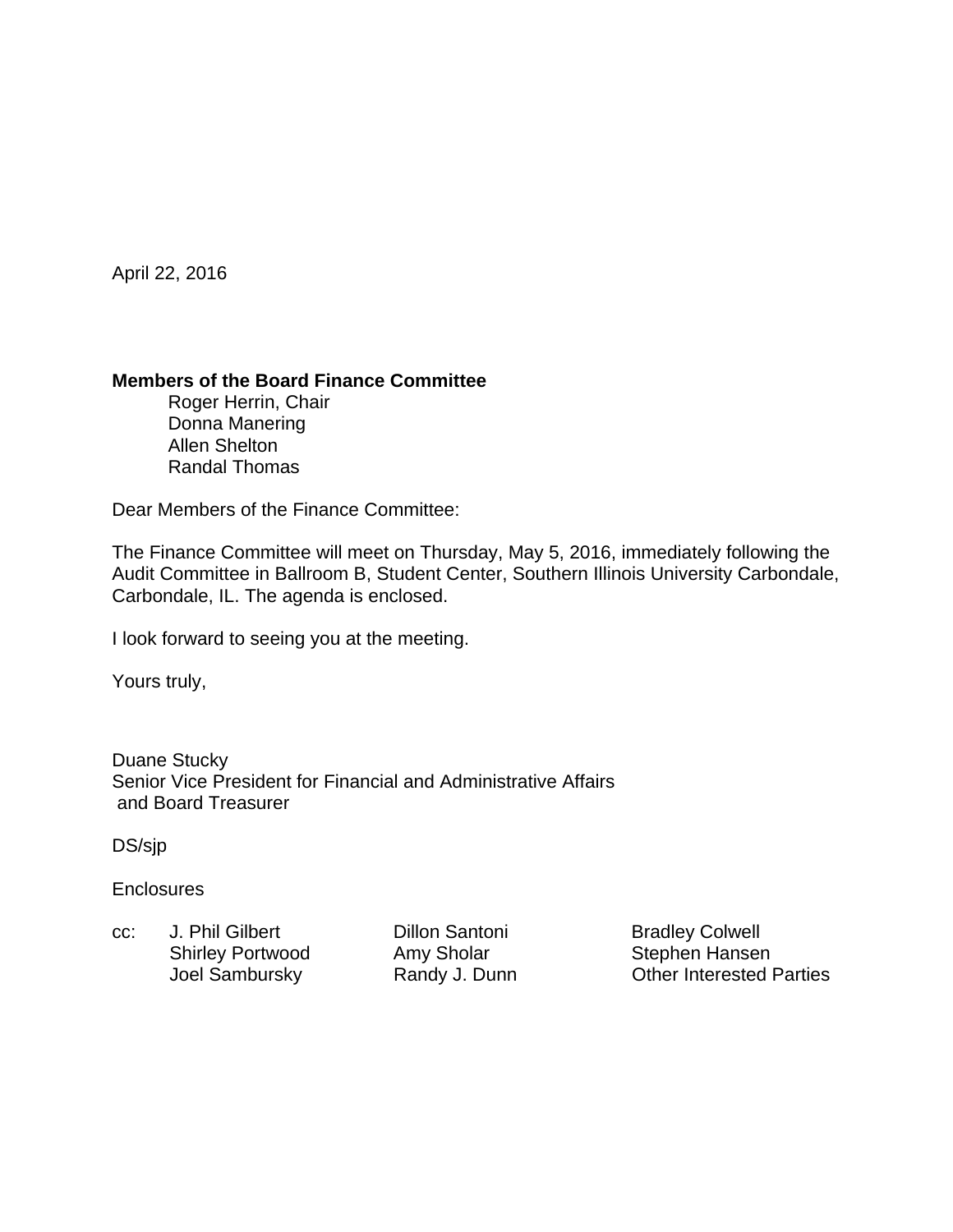April 22, 2016

**Members of the Board Finance Committee**
Roger Herrin, Chair
Donna Manering
Allen Shelton
Randal Thomas

Dear Members of the Finance Committee:

The Finance Committee will meet on Thursday, May 5, 2016, immediately following the Audit Committee in Ballroom B, Student Center, Southern Illinois University Carbondale, Carbondale, IL. The agenda is enclosed.

I look forward to seeing you at the meeting.

Yours truly,

Duane Stucky
Senior Vice President for Financial and Administrative Affairs
and Board Treasurer

DS/sjp

Enclosures

cc: J. Phil Gilbert
Shirley Portwood
Joel Sambursky
Dillon Santoni
Amy Sholar
Randy J. Dunn
Bradley Colwell
Stephen Hansen
Other Interested Parties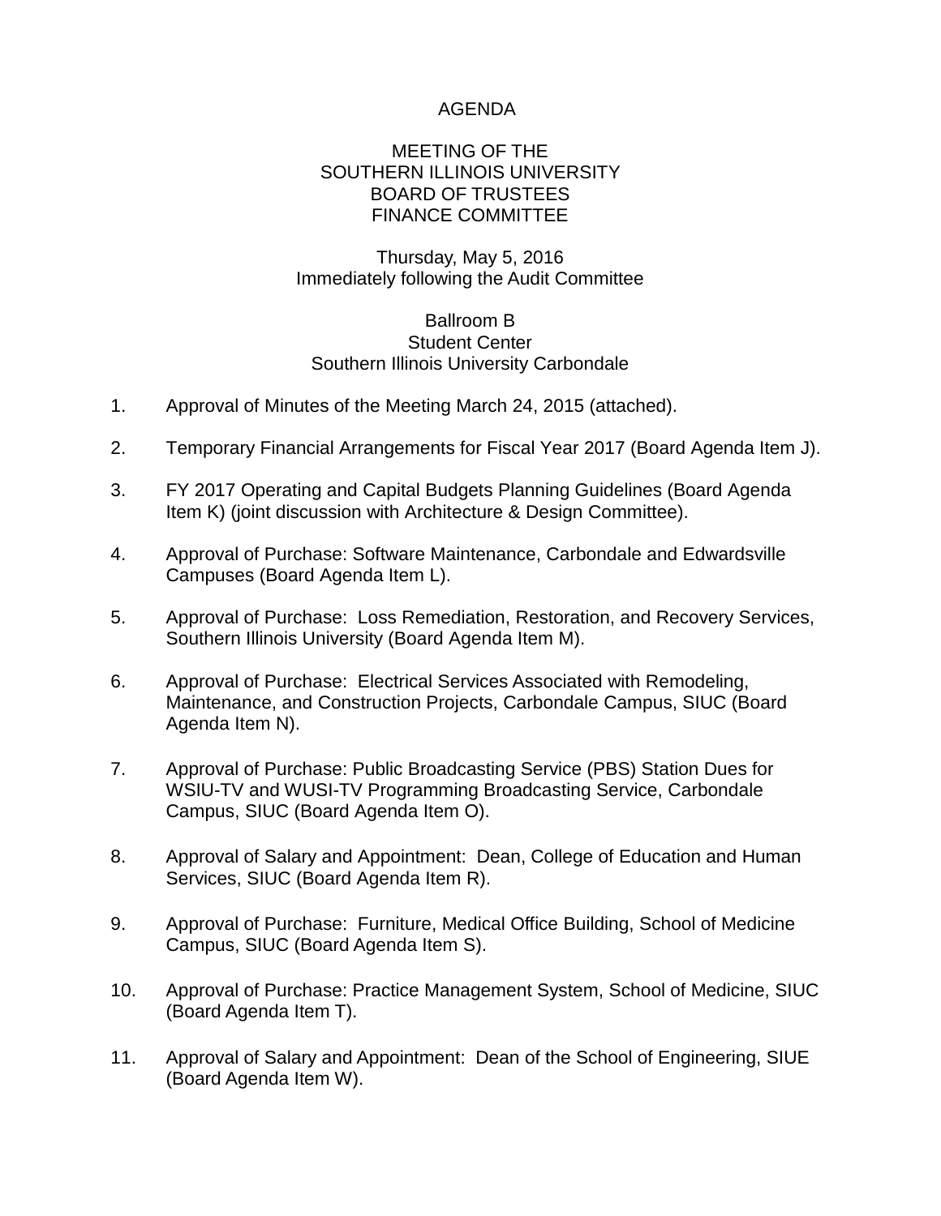# AGENDA

## MEETING OF THE SOUTHERN ILLINOIS UNIVERSITY BOARD OF TRUSTEES FINANCE COMMITTEE

Thursday, May 5, 2016
Immediately following the Audit Committee

Ballroom B
Student Center
Southern Illinois University Carbondale

1. Approval of Minutes of the Meeting March 24, 2015 (attached).

2. Temporary Financial Arrangements for Fiscal Year 2017 (Board Agenda Item J).

3. FY 2017 Operating and Capital Budgets Planning Guidelines (Board Agenda Item K) (joint discussion with Architecture & Design Committee).

4. Approval of Purchase: Software Maintenance, Carbondale and Edwardsville Campuses (Board Agenda Item L).

5. Approval of Purchase: Loss Remediation, Restoration, and Recovery Services, Southern Illinois University (Board Agenda Item M).

6. Approval of Purchase: Electrical Services Associated with Remodeling, Maintenance, and Construction Projects, Carbondale Campus, SIUC (Board Agenda Item N).

7. Approval of Purchase: Public Broadcasting Service (PBS) Station Dues for WSIU-TV and WUSI-TV Programming Broadcasting Service, Carbondale Campus, SIUC (Board Agenda Item O).

8. Approval of Salary and Appointment: Dean, College of Education and Human Services, SIUC (Board Agenda Item R).

9. Approval of Purchase: Furniture, Medical Office Building, School of Medicine Campus, SIUC (Board Agenda Item S).

10. Approval of Purchase: Practice Management System, School of Medicine, SIUC (Board Agenda Item T).

11. Approval of Salary and Appointment: Dean of the School of Engineering, SIUE (Board Agenda Item W).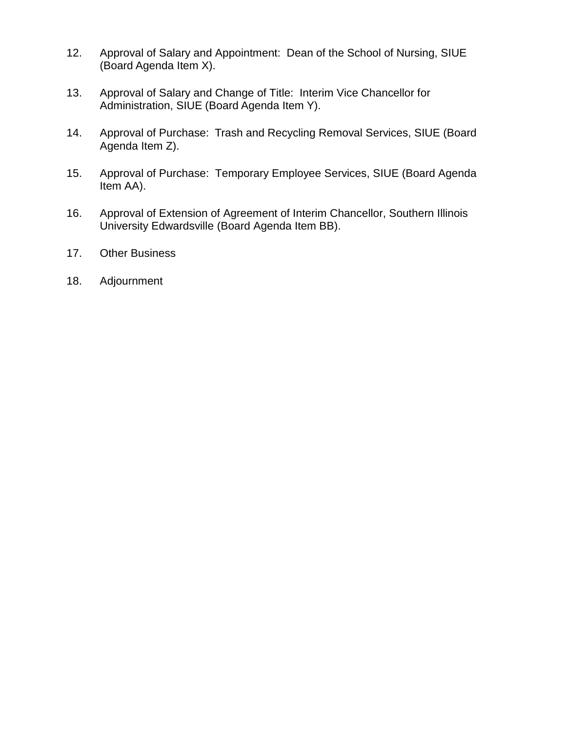12. Approval of Salary and Appointment: Dean of the School of Nursing, SIUE (Board Agenda Item X).

13. Approval of Salary and Change of Title: Interim Vice Chancellor for Administration, SIUE (Board Agenda Item Y).

14. Approval of Purchase: Trash and Recycling Removal Services, SIUE (Board Agenda Item Z).

15. Approval of Purchase: Temporary Employee Services, SIUE (Board Agenda Item AA).

16. Approval of Extension of Agreement of Interim Chancellor, Southern Illinois University Edwardsville (Board Agenda Item BB).

17. Other Business

18. Adjournment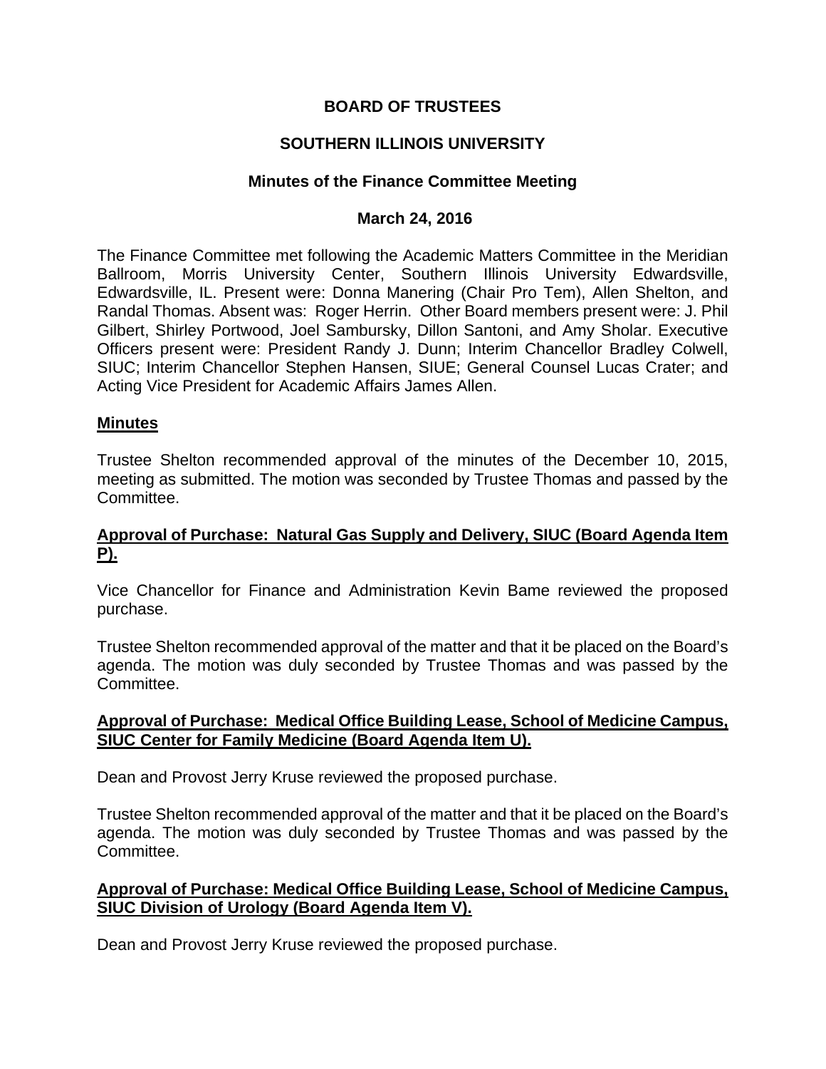**BOARD OF TRUSTEES**

**SOUTHERN ILLINOIS UNIVERSITY**

**Minutes of the Finance Committee Meeting**

**March 24, 2016**

The Finance Committee met following the Academic Matters Committee in the Meridian Ballroom, Morris University Center, Southern Illinois University Edwardsville, Edwardsville, IL. Present were: Donna Manering (Chair Pro Tem), Allen Shelton, and Randal Thomas. Absent was: Roger Herrin. Other Board members present were: J. Phil Gilbert, Shirley Portwood, Joel Sambursky, Dillon Santoni, and Amy Sholar. Executive Officers present were: President Randy J. Dunn; Interim Chancellor Bradley Colwell, SIUC; Interim Chancellor Stephen Hansen, SIUE; General Counsel Lucas Crater; and Acting Vice President for Academic Affairs James Allen.

**Minutes**

Trustee Shelton recommended approval of the minutes of the December 10, 2015, meeting as submitted. The motion was seconded by Trustee Thomas and passed by the Committee.

**Approval of Purchase: Natural Gas Supply and Delivery, SIUC (Board Agenda Item P).**

Vice Chancellor for Finance and Administration Kevin Bame reviewed the proposed purchase.

Trustee Shelton recommended approval of the matter and that it be placed on the Board's agenda. The motion was duly seconded by Trustee Thomas and was passed by the Committee.

**Approval of Purchase: Medical Office Building Lease, School of Medicine Campus, SIUC Center for Family Medicine (Board Agenda Item U).**

Dean and Provost Jerry Kruse reviewed the proposed purchase.

Trustee Shelton recommended approval of the matter and that it be placed on the Board's agenda. The motion was duly seconded by Trustee Thomas and was passed by the Committee.

**Approval of Purchase: Medical Office Building Lease, School of Medicine Campus, SIUC Division of Urology (Board Agenda Item V).**

Dean and Provost Jerry Kruse reviewed the proposed purchase.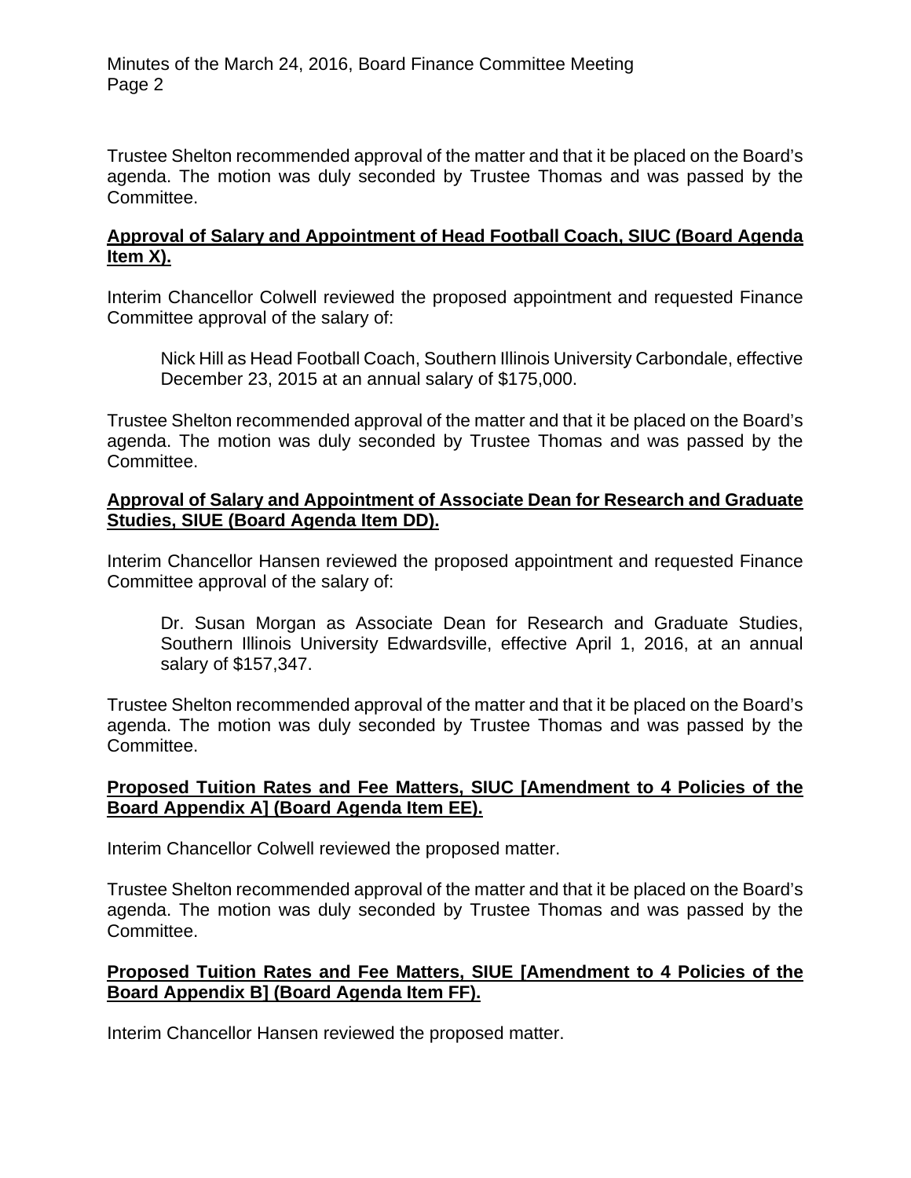Trustee Shelton recommended approval of the matter and that it be placed on the Board's agenda. The motion was duly seconded by Trustee Thomas and was passed by the Committee.

**Approval of Salary and Appointment of Head Football Coach, SIUC (Board Agenda Item X).**

Interim Chancellor Colwell reviewed the proposed appointment and requested Finance Committee approval of the salary of:

> Nick Hill as Head Football Coach, Southern Illinois University Carbondale, effective December 23, 2015 at an annual salary of $175,000.

Trustee Shelton recommended approval of the matter and that it be placed on the Board's agenda. The motion was duly seconded by Trustee Thomas and was passed by the Committee.

**Approval of Salary and Appointment of Associate Dean for Research and Graduate Studies, SIUE (Board Agenda Item DD).**

Interim Chancellor Hansen reviewed the proposed appointment and requested Finance Committee approval of the salary of:

> Dr. Susan Morgan as Associate Dean for Research and Graduate Studies, Southern Illinois University Edwardsville, effective April 1, 2016, at an annual salary of $157,347.

Trustee Shelton recommended approval of the matter and that it be placed on the Board's agenda. The motion was duly seconded by Trustee Thomas and was passed by the Committee.

**Proposed Tuition Rates and Fee Matters, SIUC [Amendment to 4 Policies of the Board Appendix A] (Board Agenda Item EE).**

Interim Chancellor Colwell reviewed the proposed matter.

Trustee Shelton recommended approval of the matter and that it be placed on the Board's agenda. The motion was duly seconded by Trustee Thomas and was passed by the Committee.

**Proposed Tuition Rates and Fee Matters, SIUE [Amendment to 4 Policies of the Board Appendix B] (Board Agenda Item FF).**

Interim Chancellor Hansen reviewed the proposed matter.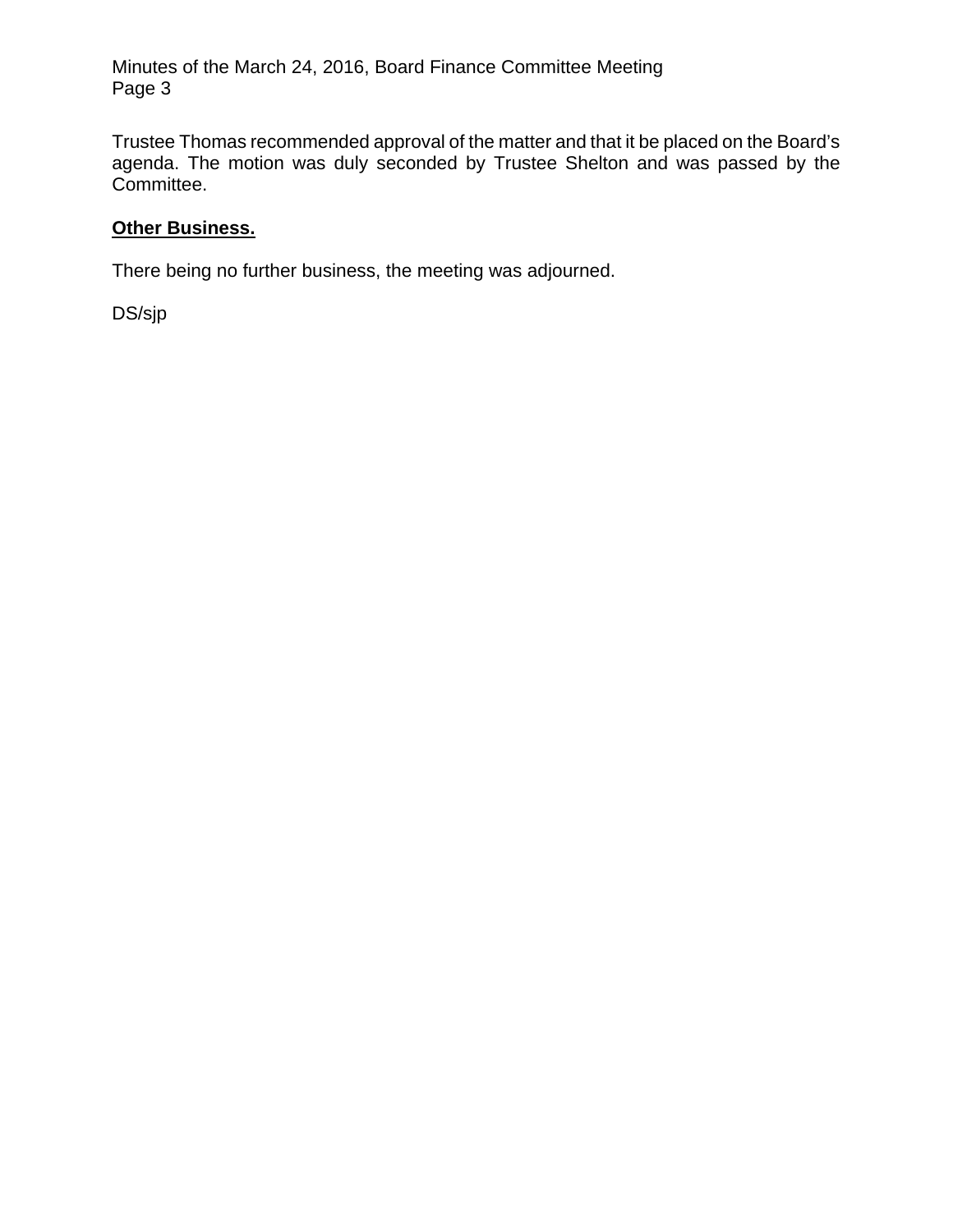Trustee Thomas recommended approval of the matter and that it be placed on the Board's agenda. The motion was duly seconded by Trustee Shelton and was passed by the Committee.

**Other Business.**

There being no further business, the meeting was adjourned.

DS/sjp